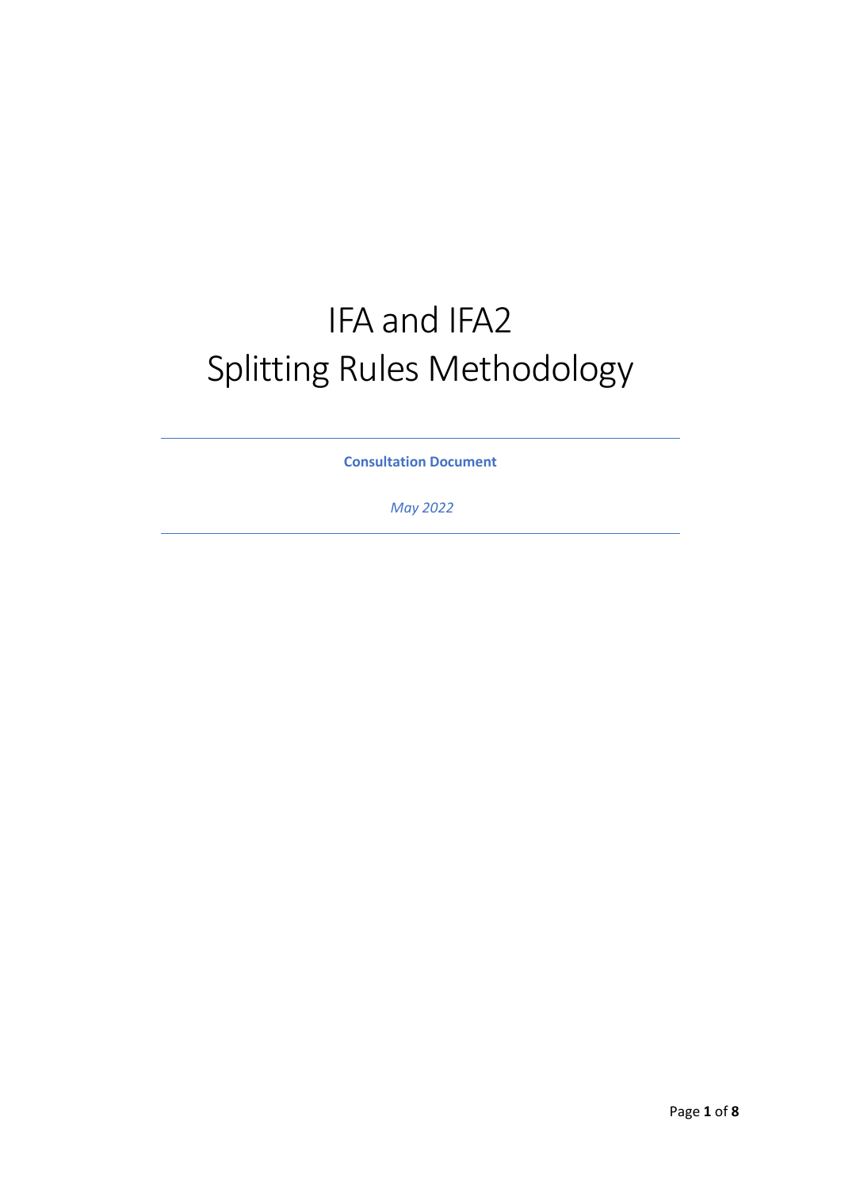# IFA and IFA2 Splitting Rules Methodology

**Consultation Document**

*May 2022*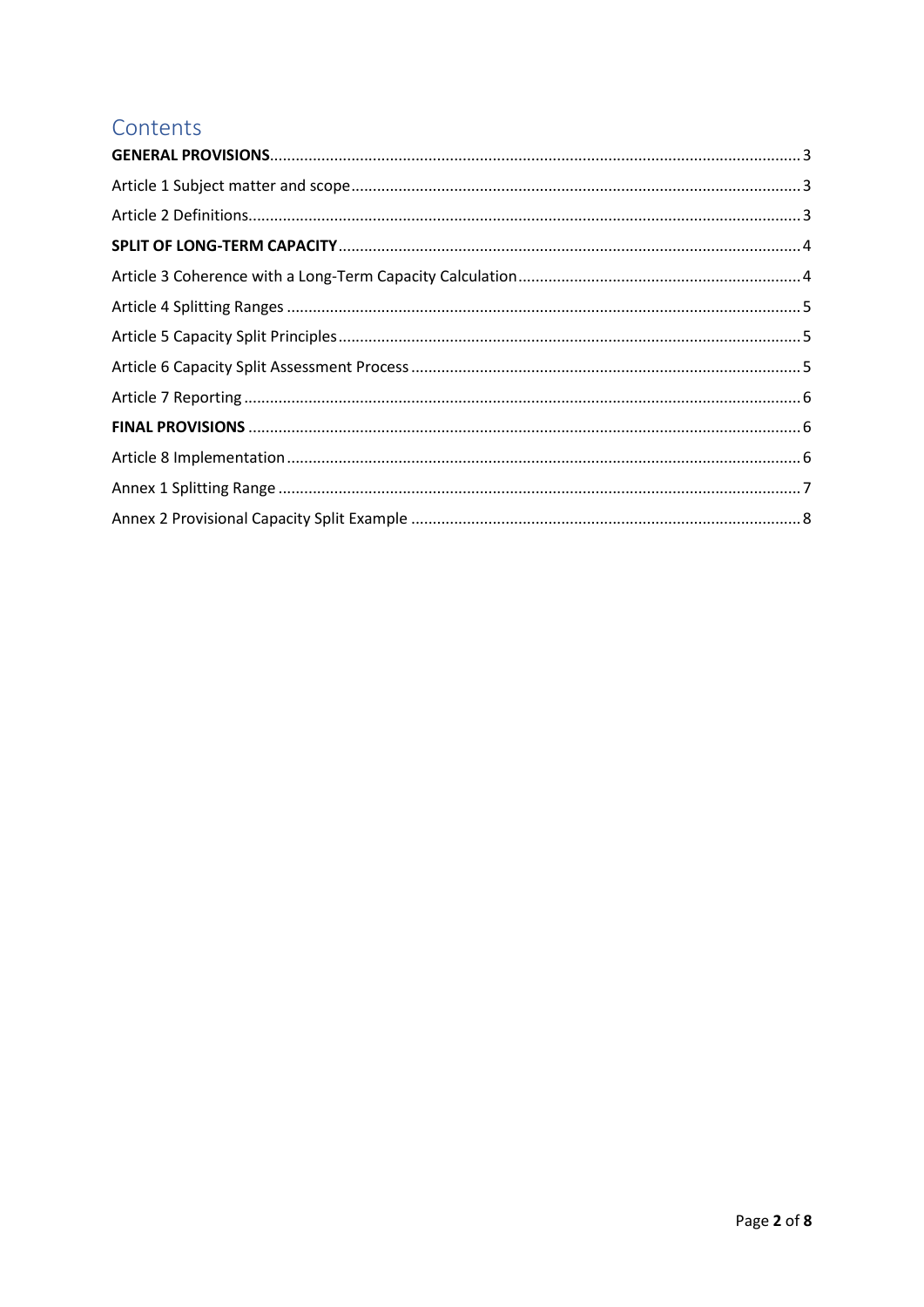## Contents

**GENERAL PROVISIONS** ........ 3

Article 1 Subject matter and scope ........ 3

Article 2 Definitions ........ 3

**SPLIT OF LONG-TERM CAPACITY** ........ 4

Article 3 Coherence with a Long-Term Capacity Calculation ........ 4

Article 4 Splitting Ranges ........ 5

Article 5 Capacity Split Principles ........ 5

Article 6 Capacity Split Assessment Process ........ 5

Article 7 Reporting ........ 6

**FINAL PROVISIONS** ........ 6

Article 8 Implementation ........ 6

Annex 1 Splitting Range ........ 7

Annex 2 Provisional Capacity Split Example ........ 8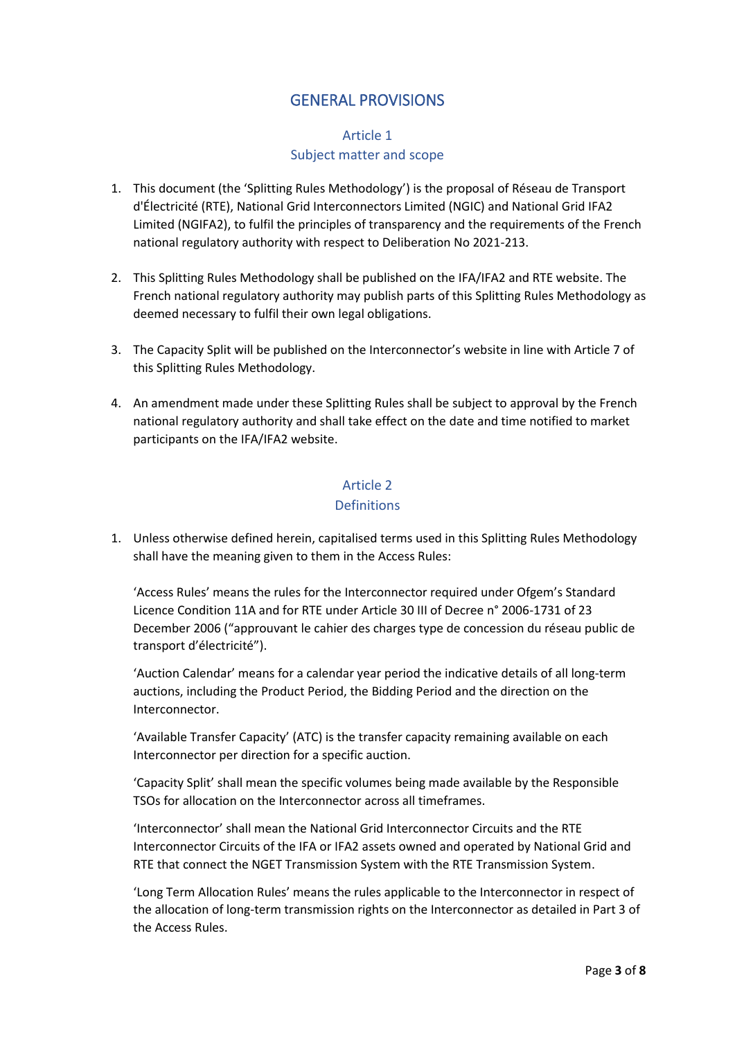# GENERAL PROVISIONS

## Article 1
## Subject matter and scope

1. This document (the 'Splitting Rules Methodology') is the proposal of Réseau de Transport d'Électricité (RTE), National Grid Interconnectors Limited (NGIC) and National Grid IFA2 Limited (NGIFA2), to fulfil the principles of transparency and the requirements of the French national regulatory authority with respect to Deliberation No 2021-213.

2. This Splitting Rules Methodology shall be published on the IFA/IFA2 and RTE website. The French national regulatory authority may publish parts of this Splitting Rules Methodology as deemed necessary to fulfil their own legal obligations.

3. The Capacity Split will be published on the Interconnector's website in line with Article 7 of this Splitting Rules Methodology.

4. An amendment made under these Splitting Rules shall be subject to approval by the French national regulatory authority and shall take effect on the date and time notified to market participants on the IFA/IFA2 website.

## Article 2
## Definitions

1. Unless otherwise defined herein, capitalised terms used in this Splitting Rules Methodology shall have the meaning given to them in the Access Rules:

   'Access Rules' means the rules for the Interconnector required under Ofgem's Standard Licence Condition 11A and for RTE under Article 30 III of Decree n° 2006-1731 of 23 December 2006 ("approuvant le cahier des charges type de concession du réseau public de transport d'électricité").

   'Auction Calendar' means for a calendar year period the indicative details of all long-term auctions, including the Product Period, the Bidding Period and the direction on the Interconnector.

   'Available Transfer Capacity' (ATC) is the transfer capacity remaining available on each Interconnector per direction for a specific auction.

   'Capacity Split' shall mean the specific volumes being made available by the Responsible TSOs for allocation on the Interconnector across all timeframes.

   'Interconnector' shall mean the National Grid Interconnector Circuits and the RTE Interconnector Circuits of the IFA or IFA2 assets owned and operated by National Grid and RTE that connect the NGET Transmission System with the RTE Transmission System.

   'Long Term Allocation Rules' means the rules applicable to the Interconnector in respect of the allocation of long-term transmission rights on the Interconnector as detailed in Part 3 of the Access Rules.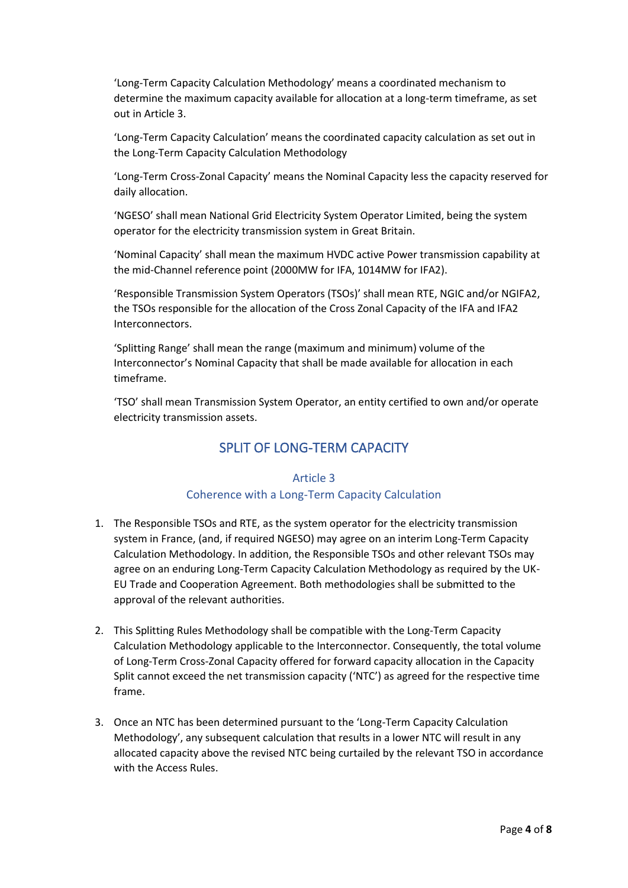'Long-Term Capacity Calculation Methodology' means a coordinated mechanism to determine the maximum capacity available for allocation at a long-term timeframe, as set out in Article 3.

'Long-Term Capacity Calculation' means the coordinated capacity calculation as set out in the Long-Term Capacity Calculation Methodology

'Long-Term Cross-Zonal Capacity' means the Nominal Capacity less the capacity reserved for daily allocation.

'NGESO' shall mean National Grid Electricity System Operator Limited, being the system operator for the electricity transmission system in Great Britain.

'Nominal Capacity' shall mean the maximum HVDC active Power transmission capability at the mid-Channel reference point (2000MW for IFA, 1014MW for IFA2).

'Responsible Transmission System Operators (TSOs)' shall mean RTE, NGIC and/or NGIFA2, the TSOs responsible for the allocation of the Cross Zonal Capacity of the IFA and IFA2 Interconnectors.

'Splitting Range' shall mean the range (maximum and minimum) volume of the Interconnector's Nominal Capacity that shall be made available for allocation in each timeframe.

'TSO' shall mean Transmission System Operator, an entity certified to own and/or operate electricity transmission assets.

## SPLIT OF LONG-TERM CAPACITY

### Article 3
### Coherence with a Long-Term Capacity Calculation

1. The Responsible TSOs and RTE, as the system operator for the electricity transmission system in France, (and, if required NGESO) may agree on an interim Long-Term Capacity Calculation Methodology. In addition, the Responsible TSOs and other relevant TSOs may agree on an enduring Long-Term Capacity Calculation Methodology as required by the UK-EU Trade and Cooperation Agreement. Both methodologies shall be submitted to the approval of the relevant authorities.

2. This Splitting Rules Methodology shall be compatible with the Long-Term Capacity Calculation Methodology applicable to the Interconnector. Consequently, the total volume of Long-Term Cross-Zonal Capacity offered for forward capacity allocation in the Capacity Split cannot exceed the net transmission capacity ('NTC') as agreed for the respective time frame.

3. Once an NTC has been determined pursuant to the 'Long-Term Capacity Calculation Methodology', any subsequent calculation that results in a lower NTC will result in any allocated capacity above the revised NTC being curtailed by the relevant TSO in accordance with the Access Rules.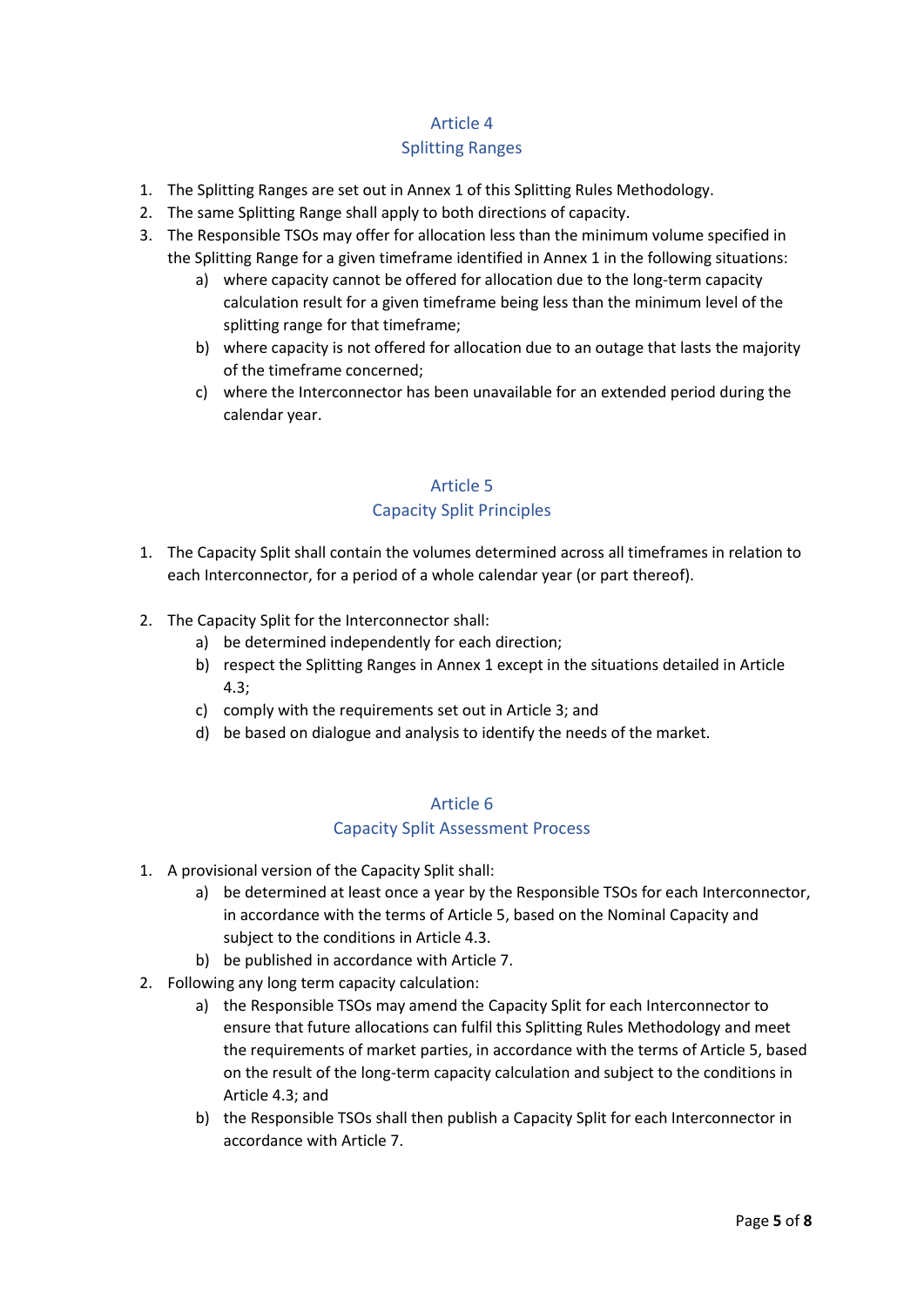## Article 4
## Splitting Ranges

1. The Splitting Ranges are set out in Annex 1 of this Splitting Rules Methodology.
2. The same Splitting Range shall apply to both directions of capacity.
3. The Responsible TSOs may offer for allocation less than the minimum volume specified in the Splitting Range for a given timeframe identified in Annex 1 in the following situations:
    a) where capacity cannot be offered for allocation due to the long-term capacity calculation result for a given timeframe being less than the minimum level of the splitting range for that timeframe;
    b) where capacity is not offered for allocation due to an outage that lasts the majority of the timeframe concerned;
    c) where the Interconnector has been unavailable for an extended period during the calendar year.

## Article 5
## Capacity Split Principles

1. The Capacity Split shall contain the volumes determined across all timeframes in relation to each Interconnector, for a period of a whole calendar year (or part thereof).

2. The Capacity Split for the Interconnector shall:
    a) be determined independently for each direction;
    b) respect the Splitting Ranges in Annex 1 except in the situations detailed in Article 4.3;
    c) comply with the requirements set out in Article 3; and
    d) be based on dialogue and analysis to identify the needs of the market.

## Article 6
## Capacity Split Assessment Process

1. A provisional version of the Capacity Split shall:
    a) be determined at least once a year by the Responsible TSOs for each Interconnector, in accordance with the terms of Article 5, based on the Nominal Capacity and subject to the conditions in Article 4.3.
    b) be published in accordance with Article 7.
2. Following any long term capacity calculation:
    a) the Responsible TSOs may amend the Capacity Split for each Interconnector to ensure that future allocations can fulfil this Splitting Rules Methodology and meet the requirements of market parties, in accordance with the terms of Article 5, based on the result of the long-term capacity calculation and subject to the conditions in Article 4.3; and
    b) the Responsible TSOs shall then publish a Capacity Split for each Interconnector in accordance with Article 7.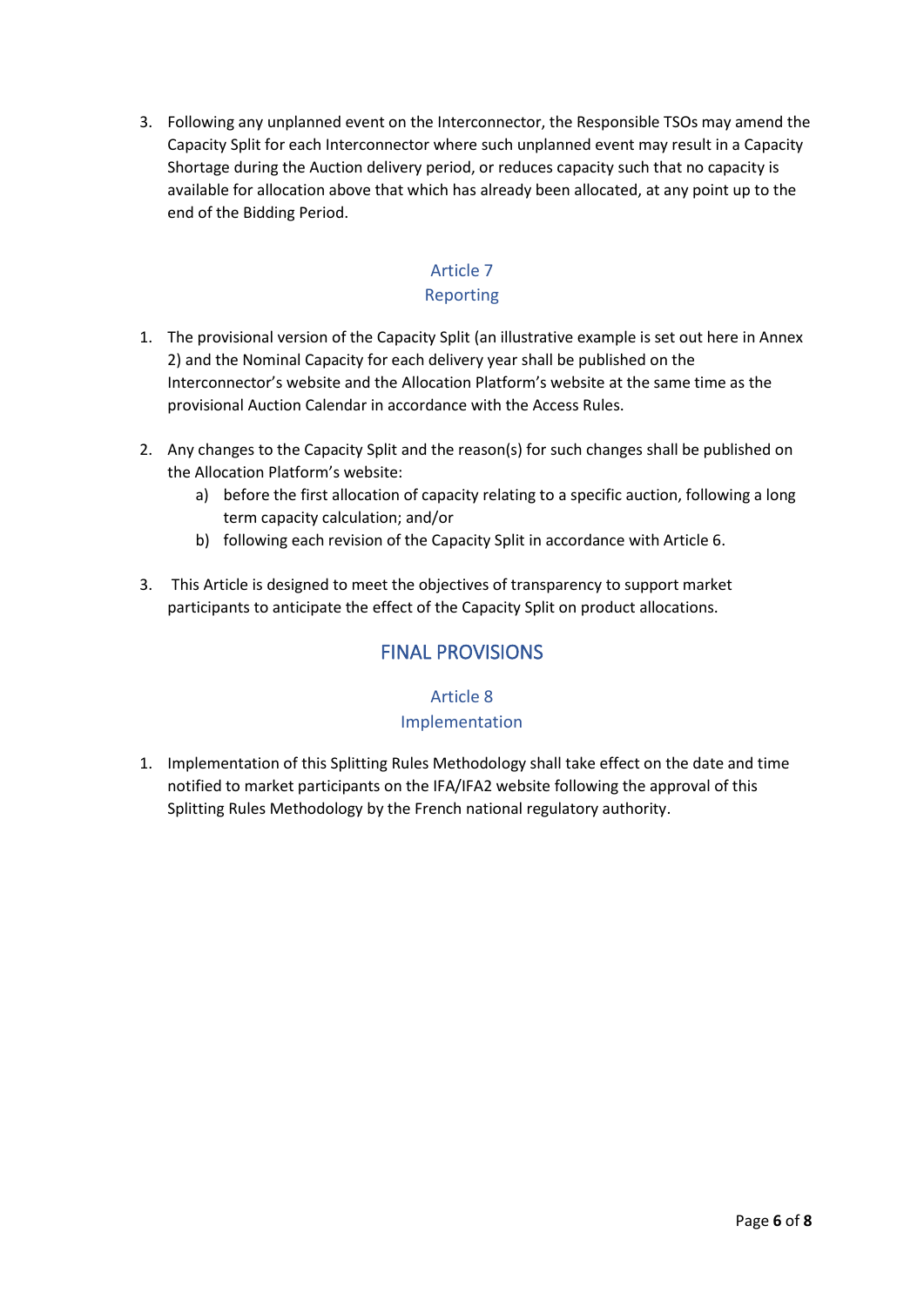3. Following any unplanned event on the Interconnector, the Responsible TSOs may amend the Capacity Split for each Interconnector where such unplanned event may result in a Capacity Shortage during the Auction delivery period, or reduces capacity such that no capacity is available for allocation above that which has already been allocated, at any point up to the end of the Bidding Period.

### Article 7
### Reporting

1. The provisional version of the Capacity Split (an illustrative example is set out here in Annex 2) and the Nominal Capacity for each delivery year shall be published on the Interconnector's website and the Allocation Platform's website at the same time as the provisional Auction Calendar in accordance with the Access Rules.

2. Any changes to the Capacity Split and the reason(s) for such changes shall be published on the Allocation Platform's website:
   a) before the first allocation of capacity relating to a specific auction, following a long term capacity calculation; and/or
   b) following each revision of the Capacity Split in accordance with Article 6.

3. This Article is designed to meet the objectives of transparency to support market participants to anticipate the effect of the Capacity Split on product allocations.

## FINAL PROVISIONS

### Article 8
### Implementation

1. Implementation of this Splitting Rules Methodology shall take effect on the date and time notified to market participants on the IFA/IFA2 website following the approval of this Splitting Rules Methodology by the French national regulatory authority.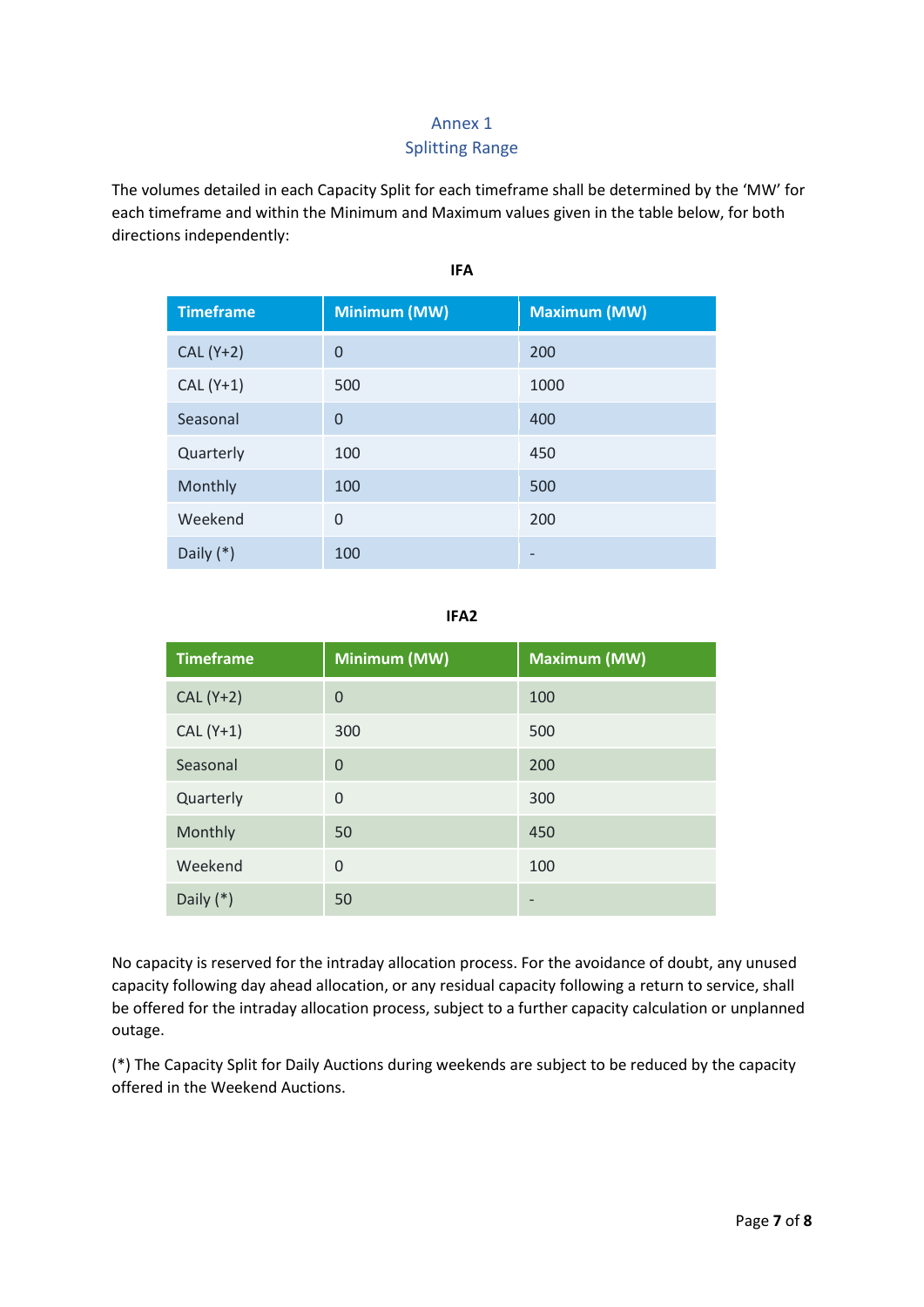# Annex 1
## Splitting Range

The volumes detailed in each Capacity Split for each timeframe shall be determined by the 'MW' for each timeframe and within the Minimum and Maximum values given in the table below, for both directions independently:

**IFA**

| Timeframe | Minimum (MW) | Maximum (MW) |
|---|---|---|
| CAL (Y+2) | 0 | 200 |
| CAL (Y+1) | 500 | 1000 |
| Seasonal | 0 | 400 |
| Quarterly | 100 | 450 |
| Monthly | 100 | 500 |
| Weekend | 0 | 200 |
| Daily (*) | 100 | - |

**IFA2**

| Timeframe | Minimum (MW) | Maximum (MW) |
|---|---|---|
| CAL (Y+2) | 0 | 100 |
| CAL (Y+1) | 300 | 500 |
| Seasonal | 0 | 200 |
| Quarterly | 0 | 300 |
| Monthly | 50 | 450 |
| Weekend | 0 | 100 |
| Daily (*) | 50 | - |

No capacity is reserved for the intraday allocation process. For the avoidance of doubt, any unused capacity following day ahead allocation, or any residual capacity following a return to service, shall be offered for the intraday allocation process, subject to a further capacity calculation or unplanned outage.

(*) The Capacity Split for Daily Auctions during weekends are subject to be reduced by the capacity offered in the Weekend Auctions.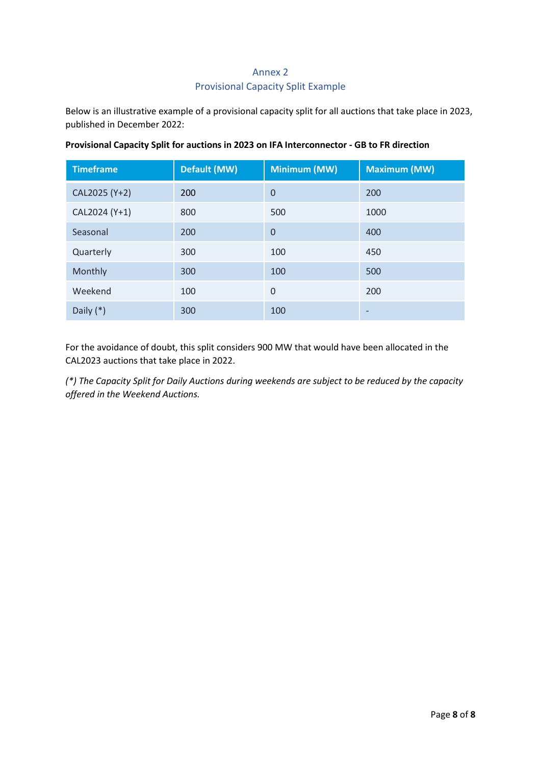## Annex 2
## Provisional Capacity Split Example

Below is an illustrative example of a provisional capacity split for all auctions that take place in 2023, published in December 2022:

**Provisional Capacity Split for auctions in 2023 on IFA Interconnector - GB to FR direction**

| Timeframe | Default (MW) | Minimum (MW) | Maximum (MW) |
|---|---|---|---|
| CAL2025 (Y+2) | 200 | 0 | 200 |
| CAL2024 (Y+1) | 800 | 500 | 1000 |
| Seasonal | 200 | 0 | 400 |
| Quarterly | 300 | 100 | 450 |
| Monthly | 300 | 100 | 500 |
| Weekend | 100 | 0 | 200 |
| Daily (*) | 300 | 100 | - |

For the avoidance of doubt, this split considers 900 MW that would have been allocated in the CAL2023 auctions that take place in 2022.

*(*) The Capacity Split for Daily Auctions during weekends are subject to be reduced by the capacity offered in the Weekend Auctions.*